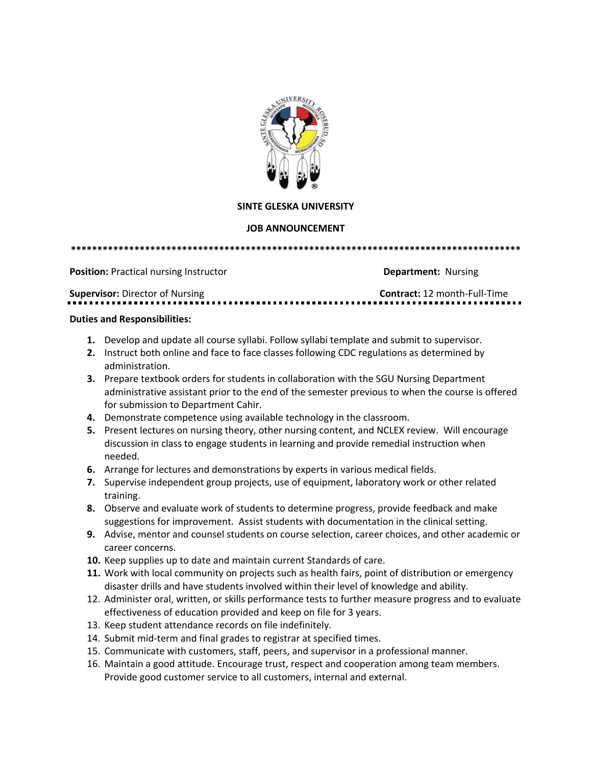**SINTE GLESKA UNIVERSITY**

**JOB ANNOUNCEMENT**

***************************************************************************************

**Position:** Practical nursing Instructor **Department:** Nursing

**Supervisor:** Director of Nursing **Contract:** 12 month-Full-Time

**Duties and Responsibilities:**

1. Develop and update all course syllabi. Follow syllabi template and submit to supervisor.
2. Instruct both online and face to face classes following CDC regulations as determined by administration.
3. Prepare textbook orders for students in collaboration with the SGU Nursing Department administrative assistant prior to the end of the semester previous to when the course is offered for submission to Department Cahir.
4. Demonstrate competence using available technology in the classroom.
5. Present lectures on nursing theory, other nursing content, and NCLEX review. Will encourage discussion in class to engage students in learning and provide remedial instruction when needed.
6. Arrange for lectures and demonstrations by experts in various medical fields.
7. Supervise independent group projects, use of equipment, laboratory work or other related training.
8. Observe and evaluate work of students to determine progress, provide feedback and make suggestions for improvement. Assist students with documentation in the clinical setting.
9. Advise, mentor and counsel students on course selection, career choices, and other academic or career concerns.
10. Keep supplies up to date and maintain current Standards of care.
11. Work with local community on projects such as health fairs, point of distribution or emergency disaster drills and have students involved within their level of knowledge and ability.
12. Administer oral, written, or skills performance tests to further measure progress and to evaluate effectiveness of education provided and keep on file for 3 years.
13. Keep student attendance records on file indefinitely.
14. Submit mid-term and final grades to registrar at specified times.
15. Communicate with customers, staff, peers, and supervisor in a professional manner.
16. Maintain a good attitude. Encourage trust, respect and cooperation among team members. Provide good customer service to all customers, internal and external.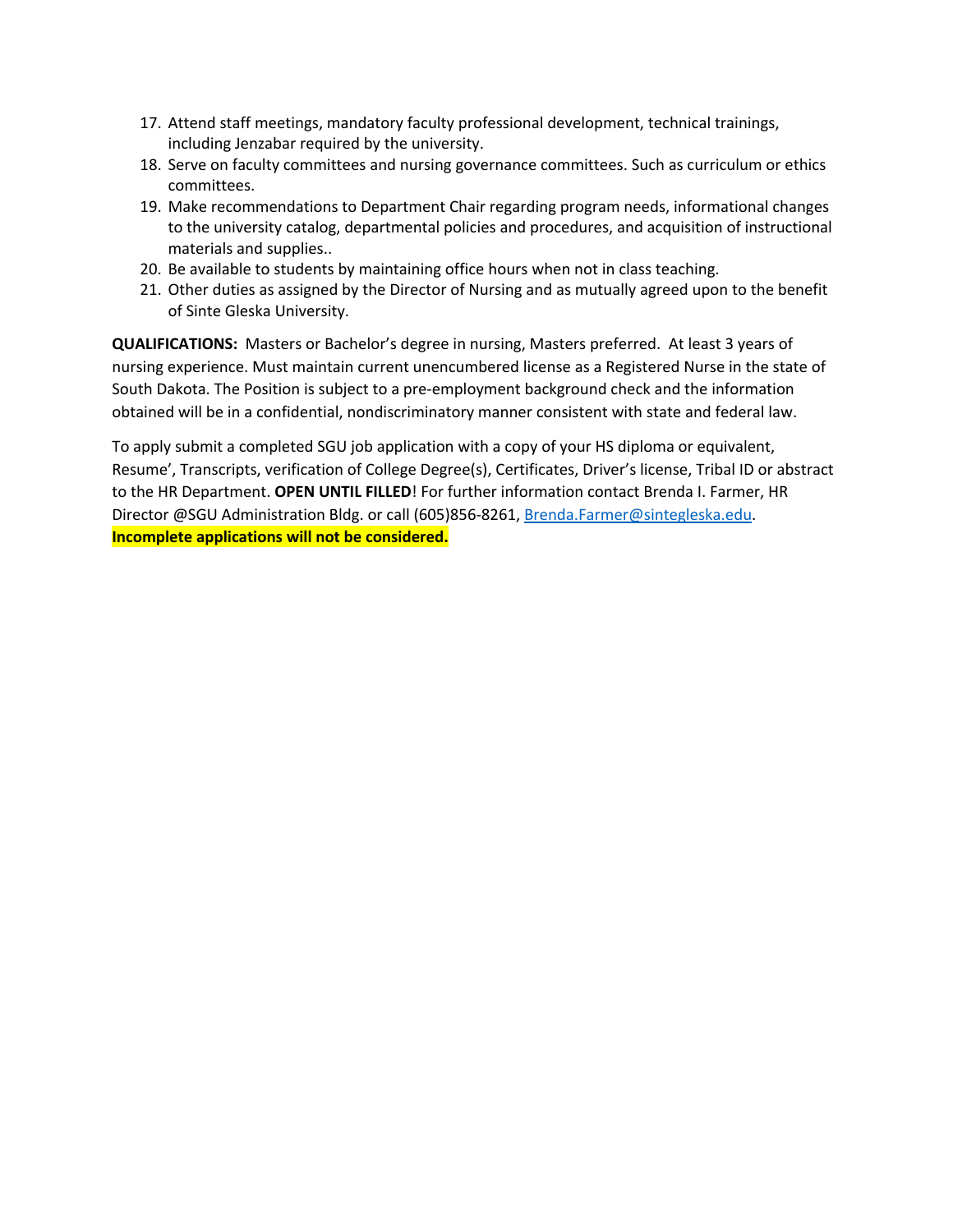17. Attend staff meetings, mandatory faculty professional development, technical trainings, including Jenzabar required by the university.
18. Serve on faculty committees and nursing governance committees. Such as curriculum or ethics committees.
19. Make recommendations to Department Chair regarding program needs, informational changes to the university catalog, departmental policies and procedures, and acquisition of instructional materials and supplies..
20. Be available to students by maintaining office hours when not in class teaching.
21. Other duties as assigned by the Director of Nursing and as mutually agreed upon to the benefit of Sinte Gleska University.

**QUALIFICATIONS:** Masters or Bachelor's degree in nursing, Masters preferred. At least 3 years of nursing experience. Must maintain current unencumbered license as a Registered Nurse in the state of South Dakota. The Position is subject to a pre-employment background check and the information obtained will be in a confidential, nondiscriminatory manner consistent with state and federal law.

To apply submit a completed SGU job application with a copy of your HS diploma or equivalent, Resume', Transcripts, verification of College Degree(s), Certificates, Driver's license, Tribal ID or abstract to the HR Department. **OPEN UNTIL FILLED**! For further information contact Brenda I. Farmer, HR Director @SGU Administration Bldg. or call (605)856-8261, Brenda.Farmer@sintegleska.edu.

**Incomplete applications will not be considered.**